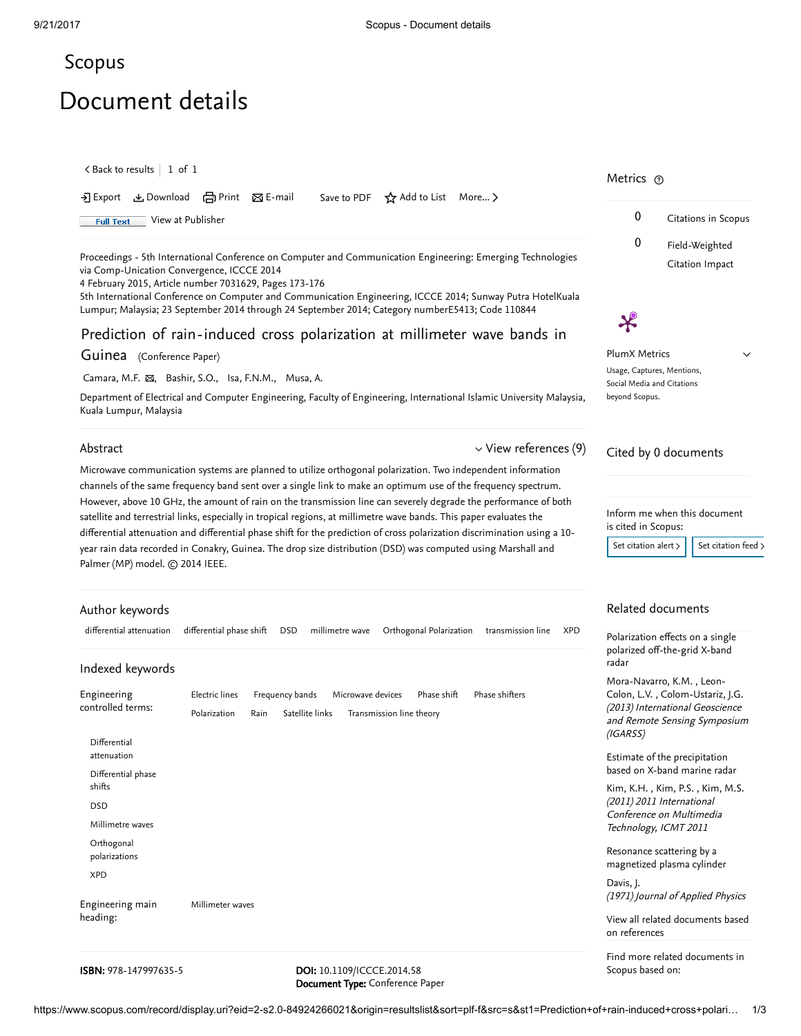Scopus

# Document details

< Back to results | 1 of 1

Export Download Print E-mail Save to PDF Add to List More... >

Full Text View at Publisher

Proceedings - 5th International Conference on Computer and Communication Engineering: Emerging Technologies via Comp-Unication Convergence, ICCCE 2014
4 February 2015, Article number 7031629, Pages 173-176
5th International Conference on Computer and Communication Engineering, ICCCE 2014; Sunway Putra HotelKuala Lumpur; Malaysia; 23 September 2014 through 24 September 2014; Category numberE5413; Code 110844

## Prediction of rain-induced cross polarization at millimeter wave bands in Guinea (Conference Paper)

Camara, M.F., Bashir, S.O., Isa, F.N.M., Musa, A.

Department of Electrical and Computer Engineering, Faculty of Engineering, International Islamic University Malaysia, Kuala Lumpur, Malaysia

### Abstract

View references (9)

Microwave communication systems are planned to utilize orthogonal polarization. Two independent information channels of the same frequency band sent over a single link to make an optimum use of the frequency spectrum. However, above 10 GHz, the amount of rain on the transmission line can severely degrade the performance of both satellite and terrestrial links, especially in tropical regions, at millimetre wave bands. This paper evaluates the differential attenuation and differential phase shift for the prediction of cross polarization discrimination using a 10-year rain data recorded in Conakry, Guinea. The drop size distribution (DSD) was computed using Marshall and Palmer (MP) model. © 2014 IEEE.

### Author keywords

differential attenuation, differential phase shift, DSD, millimetre wave, Orthogonal Polarization, transmission line, XPD

### Indexed keywords

Engineering controlled terms: Electric lines, Frequency bands, Microwave devices, Phase shift, Phase shifters, Polarization, Rain, Satellite links, Transmission line theory

Differential attenuation, Differential phase shifts, DSD, Millimetre waves, Orthogonal polarizations, XPD

Engineering main heading: Millimeter waves

**ISBN:** 978-147997635-5

**DOI:** 10.1109/ICCCE.2014.58
**Document Type:** Conference Paper

### Metrics

0 Citations in Scopus

0 Field-Weighted Citation Impact

PlumX Metrics
Usage, Captures, Mentions, Social Media and Citations beyond Scopus.

### Cited by 0 documents

Inform me when this document is cited in Scopus:

Set citation alert > Set citation feed >

### Related documents

Polarization effects on a single polarized off-the-grid X-band radar
Mora-Navarro, K.M. , Leon-Colon, L.V. , Colom-Ustariz, J.G.
*(2013) International Geoscience and Remote Sensing Symposium (IGARSS)*

Estimate of the precipitation based on X-band marine radar
Kim, K.H. , Kim, P.S. , Kim, M.S.
*(2011) 2011 International Conference on Multimedia Technology, ICMT 2011*

Resonance scattering by a magnetized plasma cylinder
Davis, J.
*(1971) Journal of Applied Physics*

View all related documents based on references

Find more related documents in Scopus based on: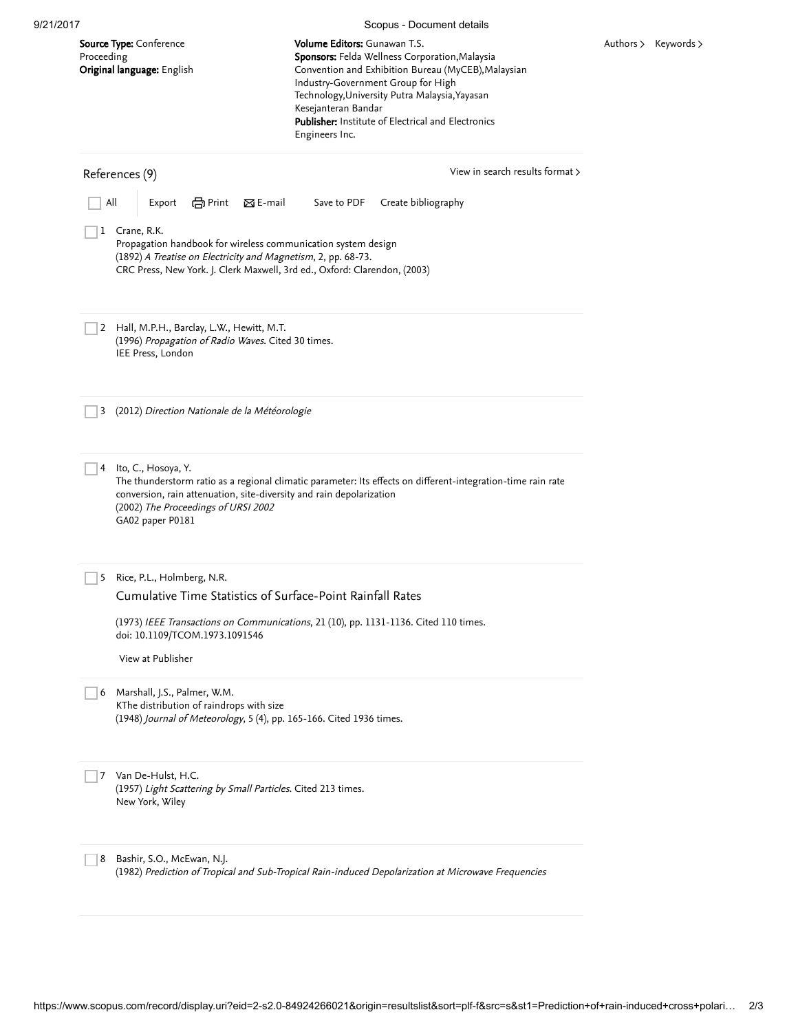**Source Type:** Conference Proceeding
**Original language:** English

**Volume Editors:** Gunawan T.S.
**Sponsors:** Felda Wellness Corporation,Malaysia Convention and Exhibition Bureau (MyCEB),Malaysian Industry-Government Group for High Technology,University Putra Malaysia,Yayasan Kesejanteran Bandar
**Publisher:** Institute of Electrical and Electronics Engineers Inc.

Authors > Keywords >

## References (9)

View in search results format >

All Export Print E-mail Save to PDF Create bibliography

1. Crane, R.K.
   Propagation handbook for wireless communication system design
   (1892) *A Treatise on Electricity and Magnetism*, 2, pp. 68-73.
   CRC Press, New York. J. Clerk Maxwell, 3rd ed., Oxford: Clarendon, (2003)

2. Hall, M.P.H., Barclay, L.W., Hewitt, M.T.
   (1996) *Propagation of Radio Waves*. Cited 30 times.
   IEE Press, London

3. (2012) *Direction Nationale de la Météorologie*

4. Ito, C., Hosoya, Y.
   The thunderstorm ratio as a regional climatic parameter: Its effects on different-integration-time rain rate conversion, rain attenuation, site-diversity and rain depolarization
   (2002) *The Proceedings of URSI 2002*
   GA02 paper P0181

5. Rice, P.L., Holmberg, N.R.
   Cumulative Time Statistics of Surface-Point Rainfall Rates
   (1973) *IEEE Transactions on Communications*, 21 (10), pp. 1131-1136. Cited 110 times.
   doi: 10.1109/TCOM.1973.1091546
   View at Publisher

6. Marshall, J.S., Palmer, W.M.
   KThe distribution of raindrops with size
   (1948) *Journal of Meteorology*, 5 (4), pp. 165-166. Cited 1936 times.

7. Van De-Hulst, H.C.
   (1957) *Light Scattering by Small Particles*. Cited 213 times.
   New York, Wiley

8. Bashir, S.O., McEwan, N.J.
   (1982) *Prediction of Tropical and Sub-Tropical Rain-induced Depolarization at Microwave Frequencies*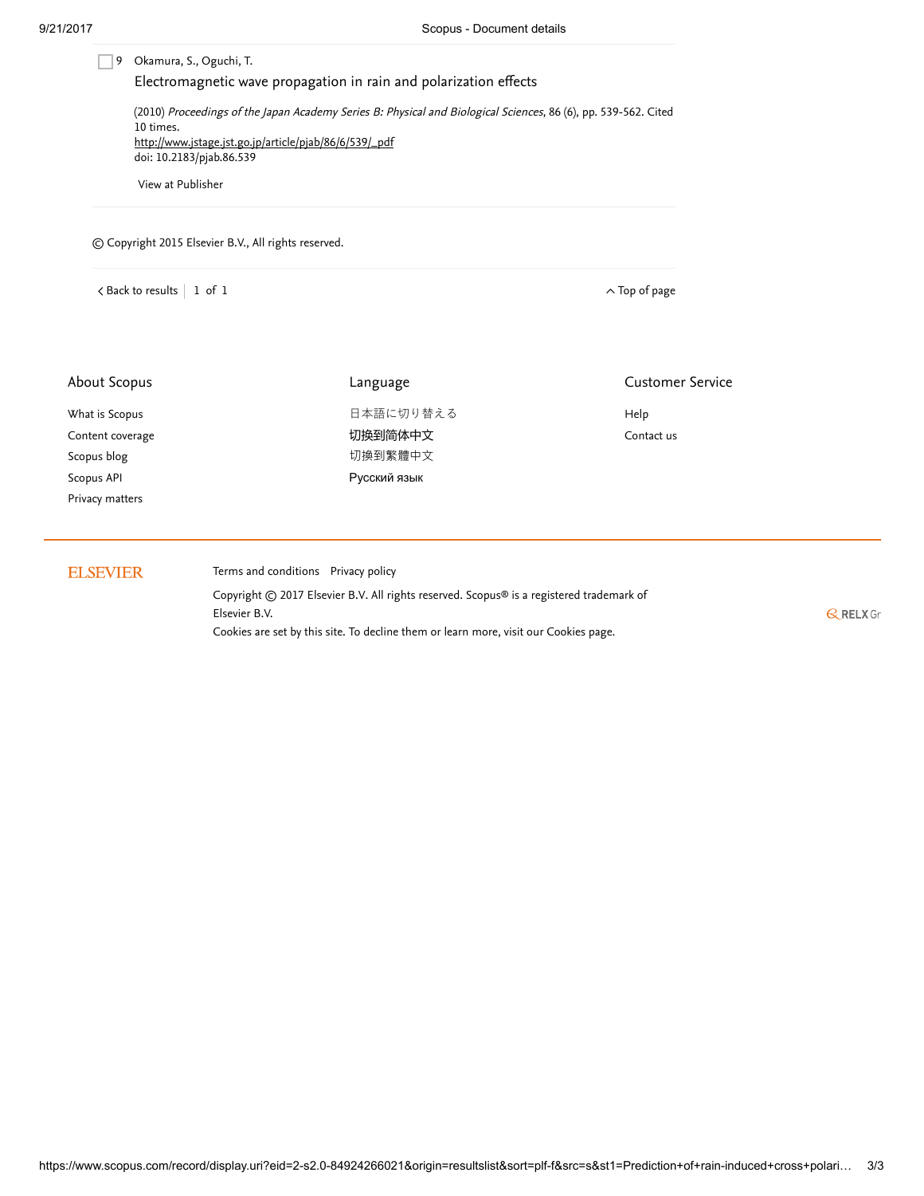9 Okamura, S., Oguchi, T.

Electromagnetic wave propagation in rain and polarization effects

(2010) *Proceedings of the Japan Academy Series B: Physical and Biological Sciences*, 86 (6), pp. 539-562. Cited 10 times.
http://www.jstage.jst.go.jp/article/pjab/86/6/539/_pdf
doi: 10.2183/pjab.86.539

View at Publisher

© Copyright 2015 Elsevier B.V., All rights reserved.

< Back to results | 1 of 1 ^ Top of page

**About Scopus**

- What is Scopus
- Content coverage
- Scopus blog
- Scopus API
- Privacy matters

**Language**

- 日本語に切り替える
- 切换到简体中文
- 切換到繁體中文
- Русский язык

**Customer Service**

- Help
- Contact us

ELSEVIER

Terms and conditions Privacy policy

Copyright © 2017 Elsevier B.V. All rights reserved. Scopus® is a registered trademark of Elsevier B.V.

Cookies are set by this site. To decline them or learn more, visit our Cookies page.

RELX Gr